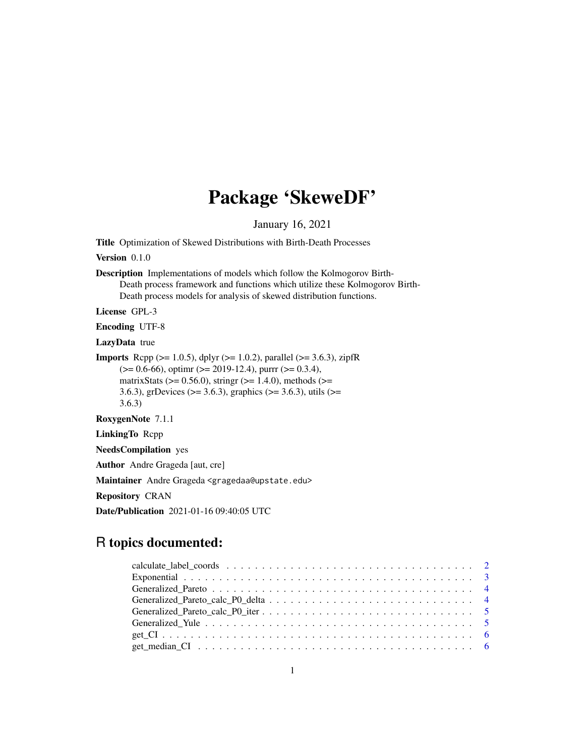# Package 'SkeweDF'

January 16, 2021

**Title** Optimization of Skewed Distributions with Birth-Death Processes

**Version** 0.1.0

**Description** Implementations of models which follow the Kolmogorov Birth-Death process framework and functions which utilize these Kolmogorov Birth-Death process models for analysis of skewed distribution functions.

**License** GPL-3

**Encoding** UTF-8

**LazyData** true

**Imports** Rcpp (>= 1.0.5), dplyr (>= 1.0.2), parallel (>= 3.6.3), zipfR (>= 0.6-66), optimr (>= 2019-12.4), purrr (>= 0.3.4), matrixStats (>= 0.56.0), stringr (>= 1.4.0), methods (>= 3.6.3), grDevices (>= 3.6.3), graphics (>= 3.6.3), utils (>= 3.6.3)

**RoxygenNote** 7.1.1

**LinkingTo** Rcpp

**NeedsCompilation** yes

**Author** Andre Grageda [aut, cre]

**Maintainer** Andre Grageda <gragedaa@upstate.edu>

**Repository** CRAN

**Date/Publication** 2021-01-16 09:40:05 UTC

## R topics documented:

- calculate_label_coords . . . . . . . . . . 2
- Exponential . . . . . . . . . . 3
- Generalized_Pareto . . . . . . . . . . 4
- Generalized_Pareto_calc_P0_delta . . . . . . . . . . 4
- Generalized_Pareto_calc_P0_iter . . . . . . . . . . 5
- Generalized_Yule . . . . . . . . . . 5
- get_CI . . . . . . . . . . 6
- get_median_CI . . . . . . . . . . 6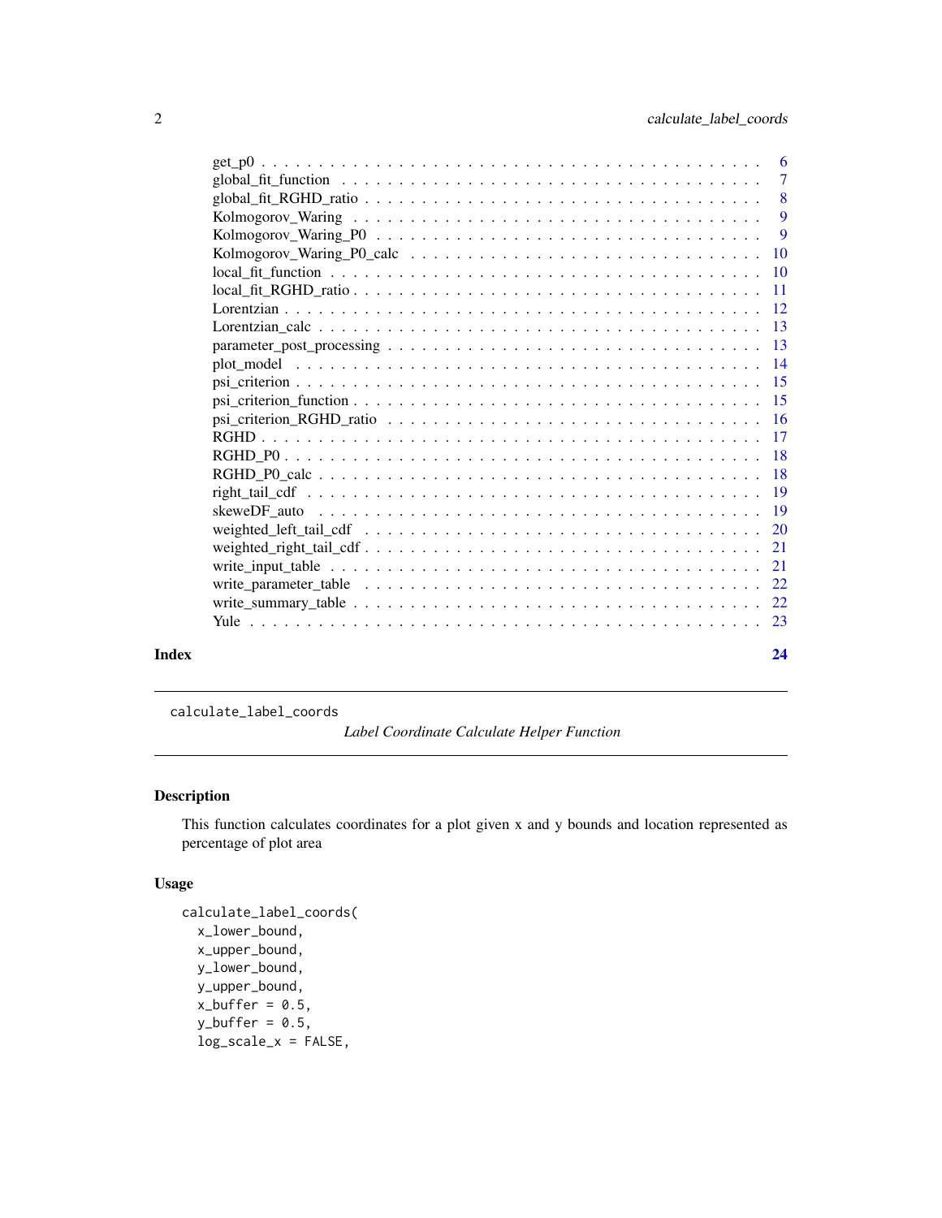| | |
|---|---|
| get_p0 | 6 |
| global_fit_function | 7 |
| global_fit_RGHD_ratio | 8 |
| Kolmogorov_Waring | 9 |
| Kolmogorov_Waring_P0 | 9 |
| Kolmogorov_Waring_P0_calc | 10 |
| local_fit_function | 10 |
| local_fit_RGHD_ratio | 11 |
| Lorentzian | 12 |
| Lorentzian_calc | 13 |
| parameter_post_processing | 13 |
| plot_model | 14 |
| psi_criterion | 15 |
| psi_criterion_function | 15 |
| psi_criterion_RGHD_ratio | 16 |
| RGHD | 17 |
| RGHD_P0 | 18 |
| RGHD_P0_calc | 18 |
| right_tail_cdf | 19 |
| skeweDF_auto | 19 |
| weighted_left_tail_cdf | 20 |
| weighted_right_tail_cdf | 21 |
| write_input_table | 21 |
| write_parameter_table | 22 |
| write_summary_table | 22 |
| Yule | 23 |

**Index** **24**

---

`calculate_label_coords` *Label Coordinate Calculate Helper Function*

---

## Description

This function calculates coordinates for a plot given x and y bounds and location represented as percentage of plot area

## Usage

```
calculate_label_coords(
  x_lower_bound,
  x_upper_bound,
  y_lower_bound,
  y_upper_bound,
  x_buffer = 0.5,
  y_buffer = 0.5,
  log_scale_x = FALSE,
```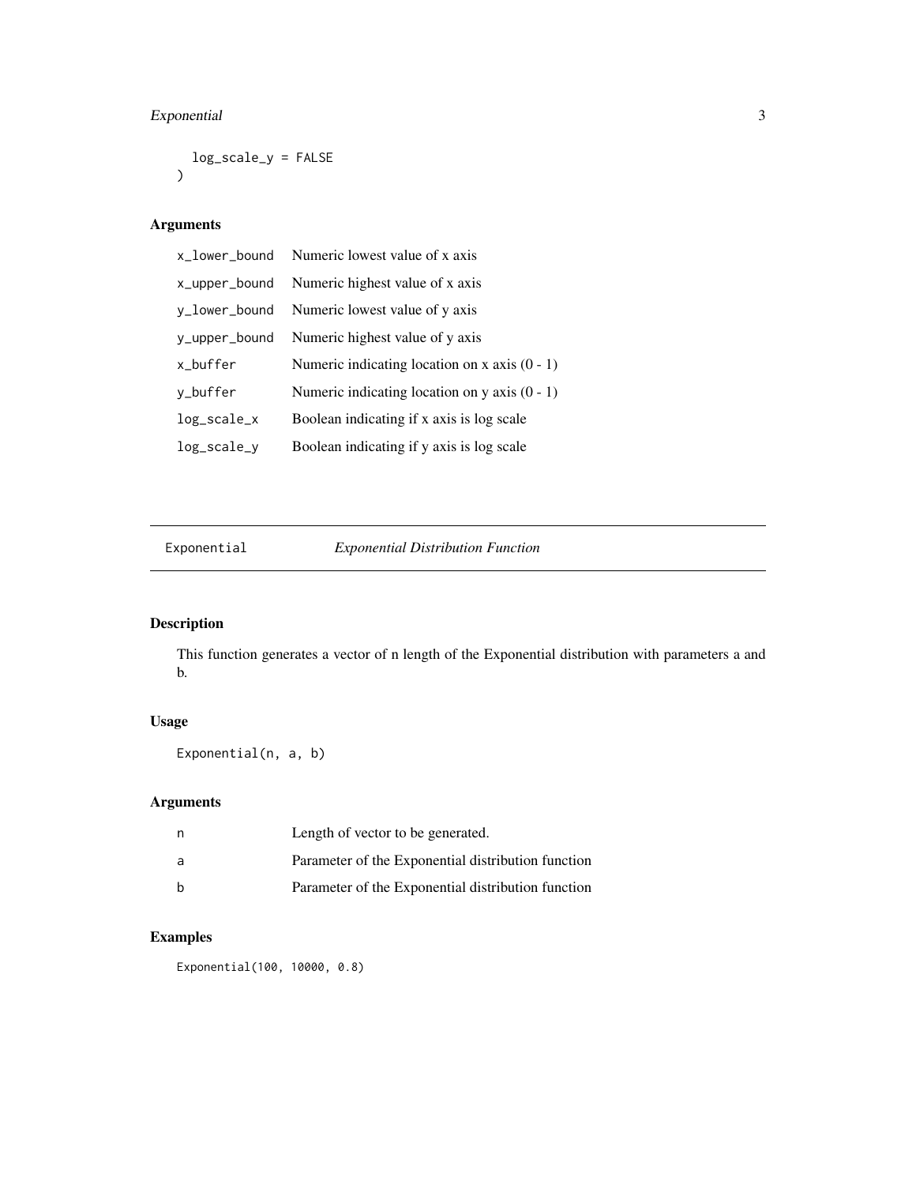```
  log_scale_y = FALSE
)
```

## Arguments

| | |
|---|---|
| x_lower_bound | Numeric lowest value of x axis |
| x_upper_bound | Numeric highest value of x axis |
| y_lower_bound | Numeric lowest value of y axis |
| y_upper_bound | Numeric highest value of y axis |
| x_buffer | Numeric indicating location on x axis (0 - 1) |
| y_buffer | Numeric indicating location on y axis (0 - 1) |
| log_scale_x | Boolean indicating if x axis is log scale |
| log_scale_y | Boolean indicating if y axis is log scale |

---

# Exponential *Exponential Distribution Function*

---

## Description

This function generates a vector of n length of the Exponential distribution with parameters a and b.

## Usage

```
Exponential(n, a, b)
```

## Arguments

| | |
|---|---|
| n | Length of vector to be generated. |
| a | Parameter of the Exponential distribution function |
| b | Parameter of the Exponential distribution function |

## Examples

```
Exponential(100, 10000, 0.8)
```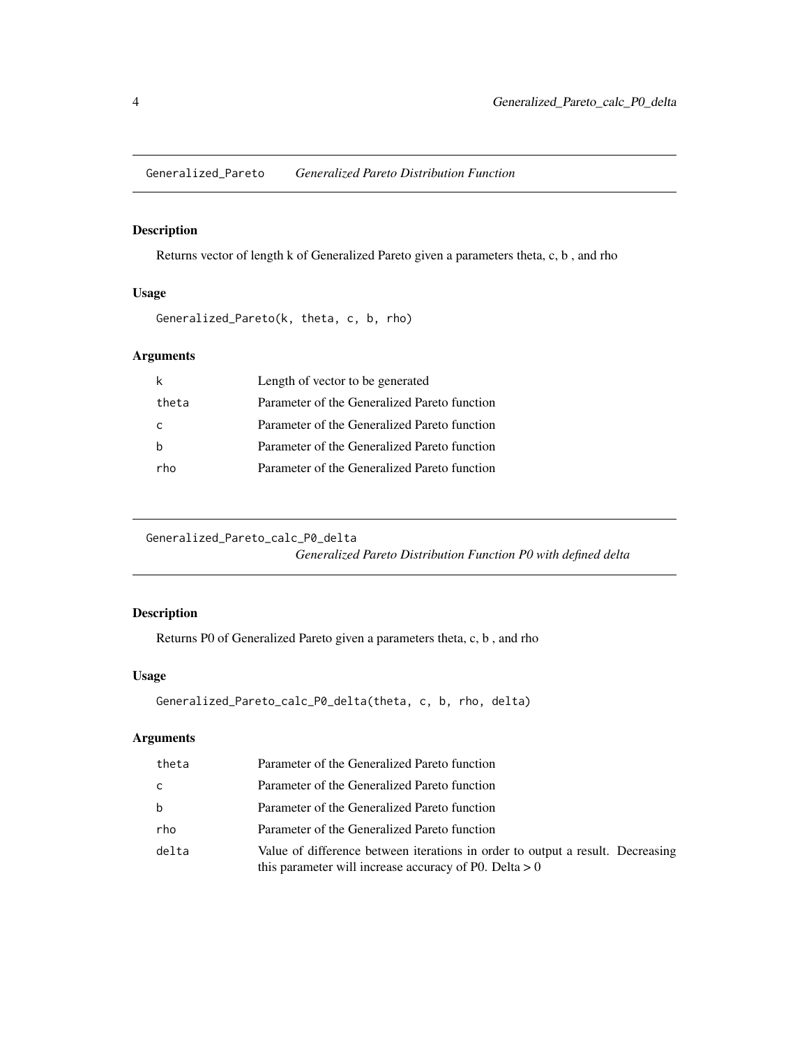## Generalized_Pareto *Generalized Pareto Distribution Function*

### Description

Returns vector of length k of Generalized Pareto given a parameters theta, c, b , and rho

### Usage

```
Generalized_Pareto(k, theta, c, b, rho)
```

### Arguments

| | |
|---|---|
| k | Length of vector to be generated |
| theta | Parameter of the Generalized Pareto function |
| c | Parameter of the Generalized Pareto function |
| b | Parameter of the Generalized Pareto function |
| rho | Parameter of the Generalized Pareto function |

## Generalized_Pareto_calc_P0_delta *Generalized Pareto Distribution Function P0 with defined delta*

### Description

Returns P0 of Generalized Pareto given a parameters theta, c, b , and rho

### Usage

```
Generalized_Pareto_calc_P0_delta(theta, c, b, rho, delta)
```

### Arguments

| | |
|---|---|
| theta | Parameter of the Generalized Pareto function |
| c | Parameter of the Generalized Pareto function |
| b | Parameter of the Generalized Pareto function |
| rho | Parameter of the Generalized Pareto function |
| delta | Value of difference between iterations in order to output a result. Decreasing this parameter will increase accuracy of P0. Delta > 0 |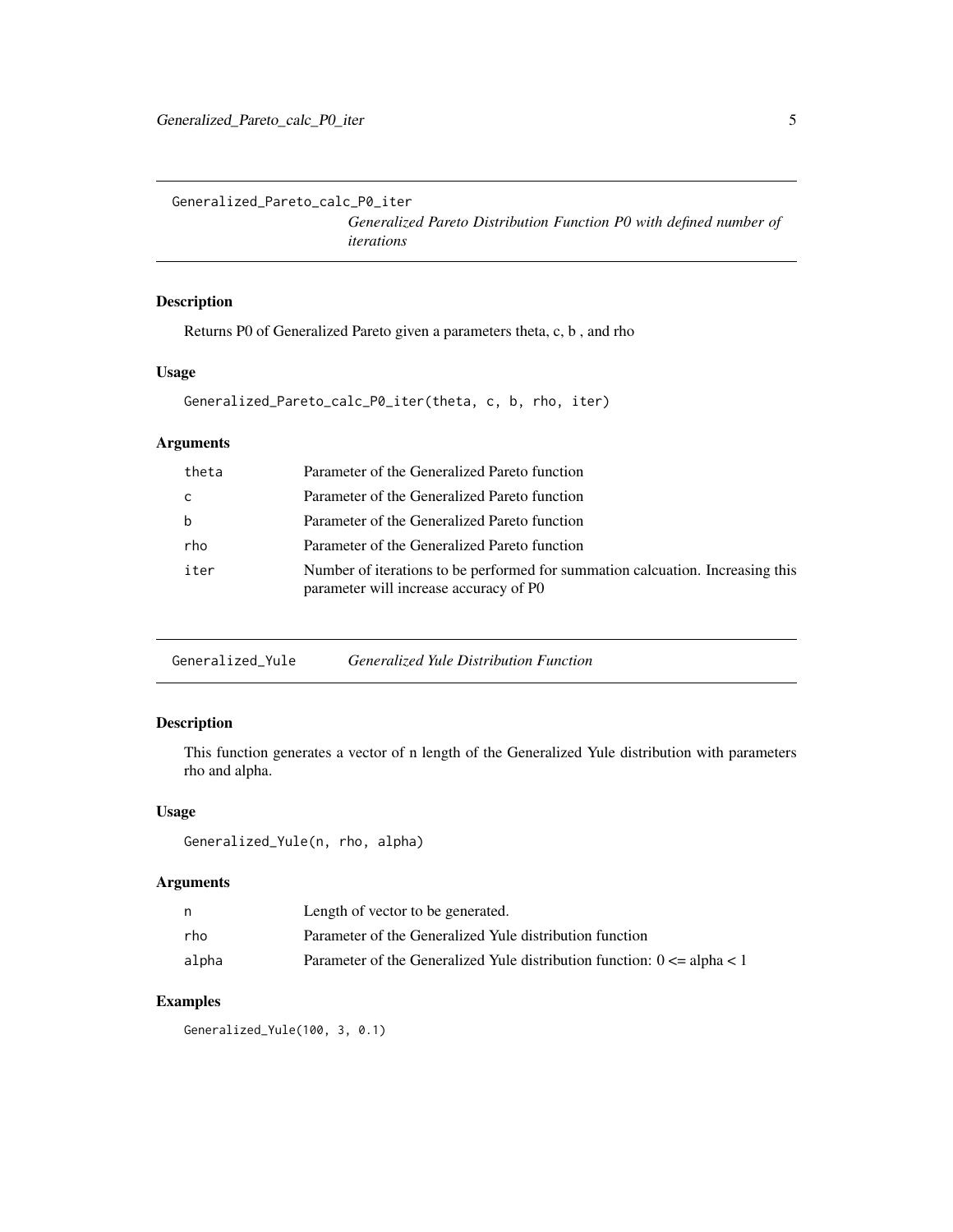## Generalized_Pareto_calc_P0_iter

*Generalized Pareto Distribution Function P0 with defined number of iterations*

### Description

Returns P0 of Generalized Pareto given a parameters theta, c, b , and rho

### Usage

```
Generalized_Pareto_calc_P0_iter(theta, c, b, rho, iter)
```

### Arguments

| | |
|---|---|
| theta | Parameter of the Generalized Pareto function |
| c | Parameter of the Generalized Pareto function |
| b | Parameter of the Generalized Pareto function |
| rho | Parameter of the Generalized Pareto function |
| iter | Number of iterations to be performed for summation calcuation. Increasing this parameter will increase accuracy of P0 |

## Generalized_Yule

*Generalized Yule Distribution Function*

### Description

This function generates a vector of n length of the Generalized Yule distribution with parameters rho and alpha.

### Usage

```
Generalized_Yule(n, rho, alpha)
```

### Arguments

| | |
|---|---|
| n | Length of vector to be generated. |
| rho | Parameter of the Generalized Yule distribution function |
| alpha | Parameter of the Generalized Yule distribution function: $0 <= \text{alpha} < 1$ |

### Examples

```
Generalized_Yule(100, 3, 0.1)
```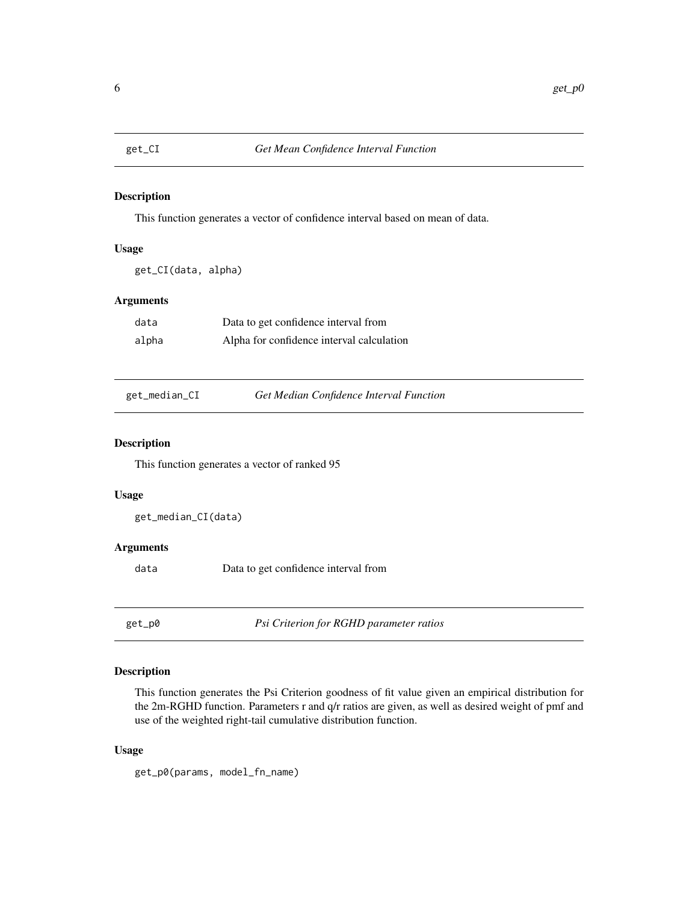## get_CI — *Get Mean Confidence Interval Function*

### Description

This function generates a vector of confidence interval based on mean of data.

### Usage

```
get_CI(data, alpha)
```

### Arguments

| | |
|---|---|
| data | Data to get confidence interval from |
| alpha | Alpha for confidence interval calculation |

## get_median_CI — *Get Median Confidence Interval Function*

### Description

This function generates a vector of ranked 95

### Usage

```
get_median_CI(data)
```

### Arguments

| | |
|---|---|
| data | Data to get confidence interval from |

## get_p0 — *Psi Criterion for RGHD parameter ratios*

### Description

This function generates the Psi Criterion goodness of fit value given an empirical distribution for the 2m-RGHD function. Parameters r and q/r ratios are given, as well as desired weight of pmf and use of the weighted right-tail cumulative distribution function.

### Usage

```
get_p0(params, model_fn_name)
```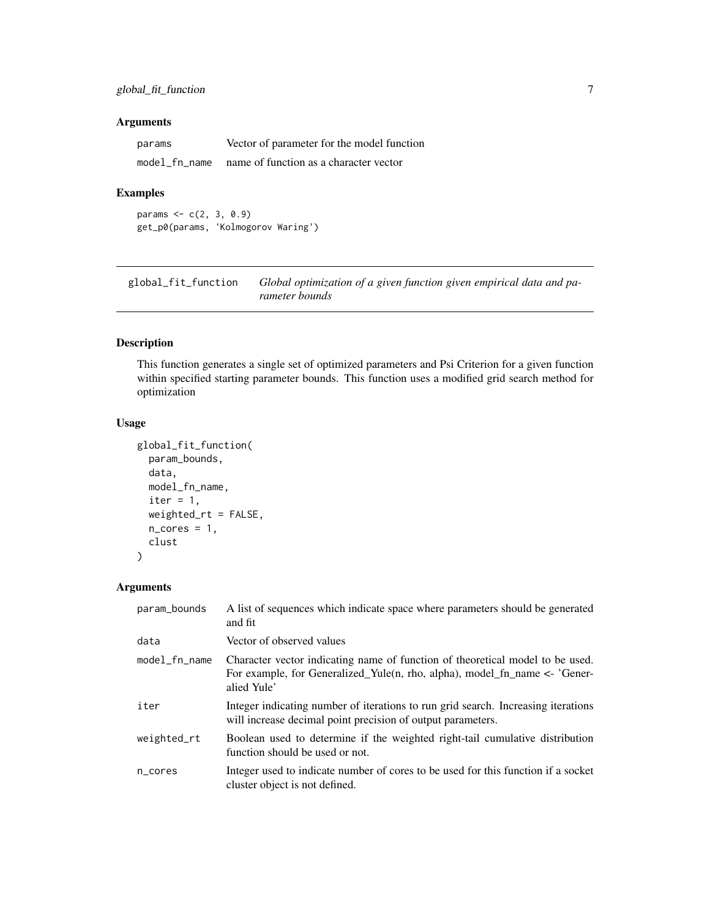### Arguments

| | |
|---|---|
| params | Vector of parameter for the model function |
| model_fn_name | name of function as a character vector |

### Examples

```
params <- c(2, 3, 0.9)
get_p0(params, 'Kolmogorov Waring')
```

## global_fit_function — *Global optimization of a given function given empirical data and parameter bounds*

### Description

This function generates a single set of optimized parameters and Psi Criterion for a given function within specified starting parameter bounds. This function uses a modified grid search method for optimization

### Usage

```
global_fit_function(
  param_bounds,
  data,
  model_fn_name,
  iter = 1,
  weighted_rt = FALSE,
  n_cores = 1,
  clust
)
```

### Arguments

| | |
|---|---|
| param_bounds | A list of sequences which indicate space where parameters should be generated and fit |
| data | Vector of observed values |
| model_fn_name | Character vector indicating name of function of theoretical model to be used. For example, for Generalized_Yule(n, rho, alpha), model_fn_name <- 'Generalied Yule' |
| iter | Integer indicating number of iterations to run grid search. Increasing iterations will increase decimal point precision of output parameters. |
| weighted_rt | Boolean used to determine if the weighted right-tail cumulative distribution function should be used or not. |
| n_cores | Integer used to indicate number of cores to be used for this function if a socket cluster object is not defined. |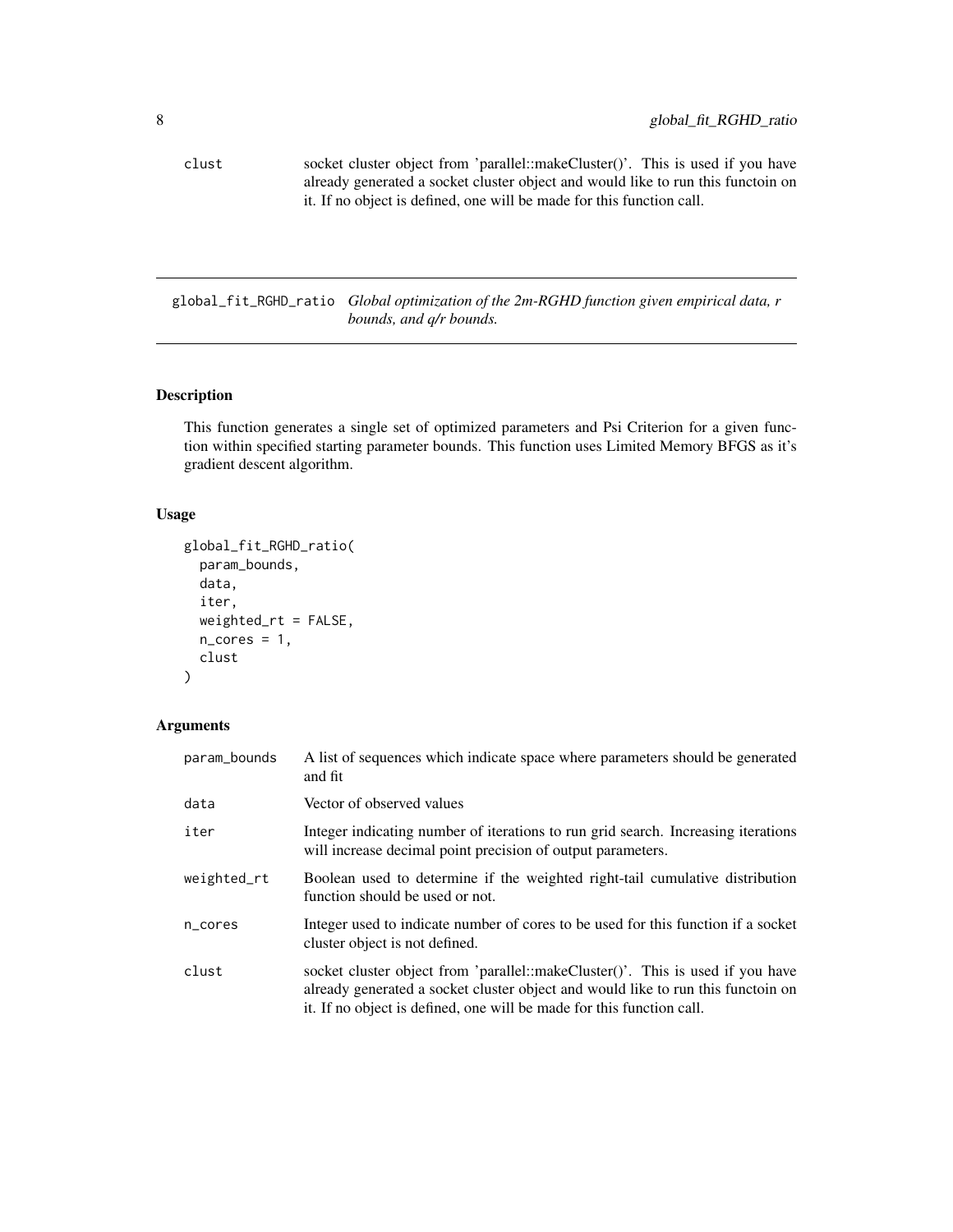| | |
|---|---|
| clust | socket cluster object from 'parallel::makeCluster()'. This is used if you have already generated a socket cluster object and would like to run this functoin on it. If no object is defined, one will be made for this function call. |

---

global_fit_RGHD_ratio *Global optimization of the 2m-RGHD function given empirical data, r bounds, and q/r bounds.*

---

## Description

This function generates a single set of optimized parameters and Psi Criterion for a given function within specified starting parameter bounds. This function uses Limited Memory BFGS as it's gradient descent algorithm.

## Usage

```
global_fit_RGHD_ratio(
  param_bounds,
  data,
  iter,
  weighted_rt = FALSE,
  n_cores = 1,
  clust
)
```

## Arguments

| | |
|---|---|
| param_bounds | A list of sequences which indicate space where parameters should be generated and fit |
| data | Vector of observed values |
| iter | Integer indicating number of iterations to run grid search. Increasing iterations will increase decimal point precision of output parameters. |
| weighted_rt | Boolean used to determine if the weighted right-tail cumulative distribution function should be used or not. |
| n_cores | Integer used to indicate number of cores to be used for this function if a socket cluster object is not defined. |
| clust | socket cluster object from 'parallel::makeCluster()'. This is used if you have already generated a socket cluster object and would like to run this functoin on it. If no object is defined, one will be made for this function call. |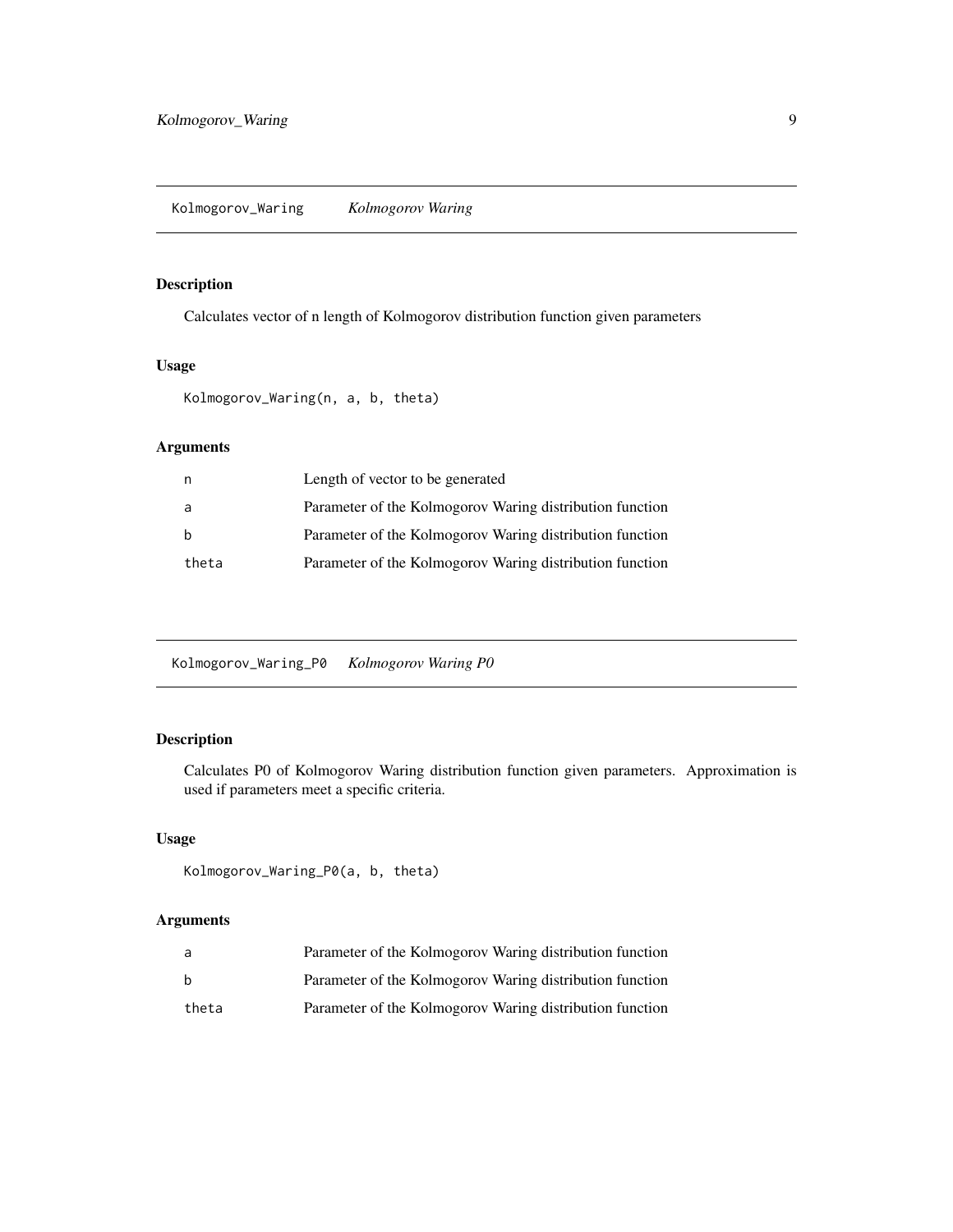## Kolmogorov_Waring    *Kolmogorov Waring*

### Description

Calculates vector of n length of Kolmogorov distribution function given parameters

### Usage

```
Kolmogorov_Waring(n, a, b, theta)
```

### Arguments

| | |
|---|---|
| n | Length of vector to be generated |
| a | Parameter of the Kolmogorov Waring distribution function |
| b | Parameter of the Kolmogorov Waring distribution function |
| theta | Parameter of the Kolmogorov Waring distribution function |

## Kolmogorov_Waring_P0    *Kolmogorov Waring P0*

### Description

Calculates P0 of Kolmogorov Waring distribution function given parameters. Approximation is used if parameters meet a specific criteria.

### Usage

```
Kolmogorov_Waring_P0(a, b, theta)
```

### Arguments

| | |
|---|---|
| a | Parameter of the Kolmogorov Waring distribution function |
| b | Parameter of the Kolmogorov Waring distribution function |
| theta | Parameter of the Kolmogorov Waring distribution function |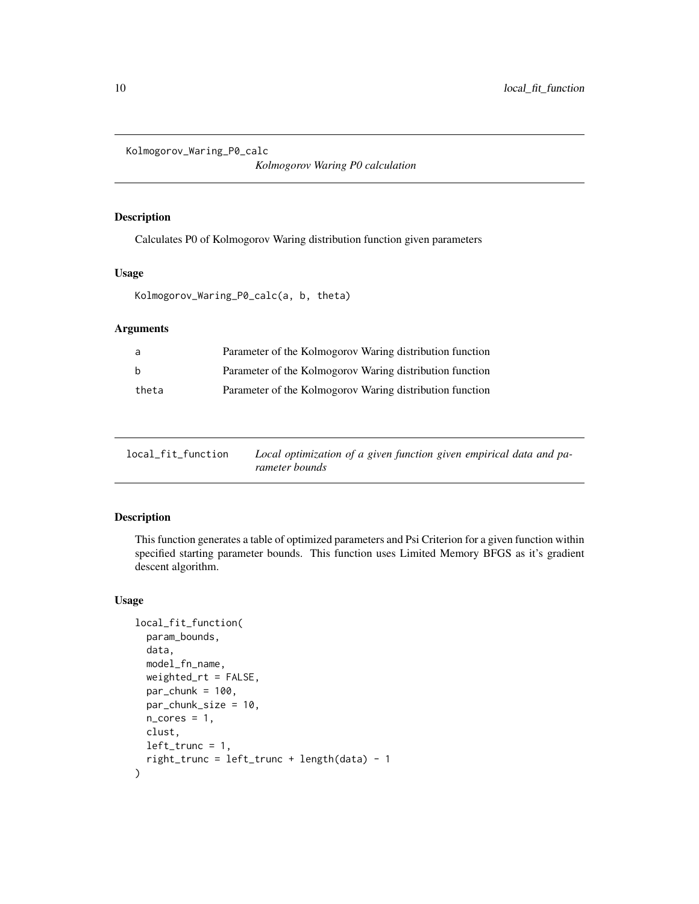## Kolmogorov_Waring_P0_calc

*Kolmogorov Waring P0 calculation*

### Description

Calculates P0 of Kolmogorov Waring distribution function given parameters

### Usage

```
Kolmogorov_Waring_P0_calc(a, b, theta)
```

### Arguments

| | |
|---|---|
| a | Parameter of the Kolmogorov Waring distribution function |
| b | Parameter of the Kolmogorov Waring distribution function |
| theta | Parameter of the Kolmogorov Waring distribution function |

## local_fit_function

*Local optimization of a given function given empirical data and parameter bounds*

### Description

This function generates a table of optimized parameters and Psi Criterion for a given function within specified starting parameter bounds. This function uses Limited Memory BFGS as it's gradient descent algorithm.

### Usage

```
local_fit_function(
  param_bounds,
  data,
  model_fn_name,
  weighted_rt = FALSE,
  par_chunk = 100,
  par_chunk_size = 10,
  n_cores = 1,
  clust,
  left_trunc = 1,
  right_trunc = left_trunc + length(data) - 1
)
```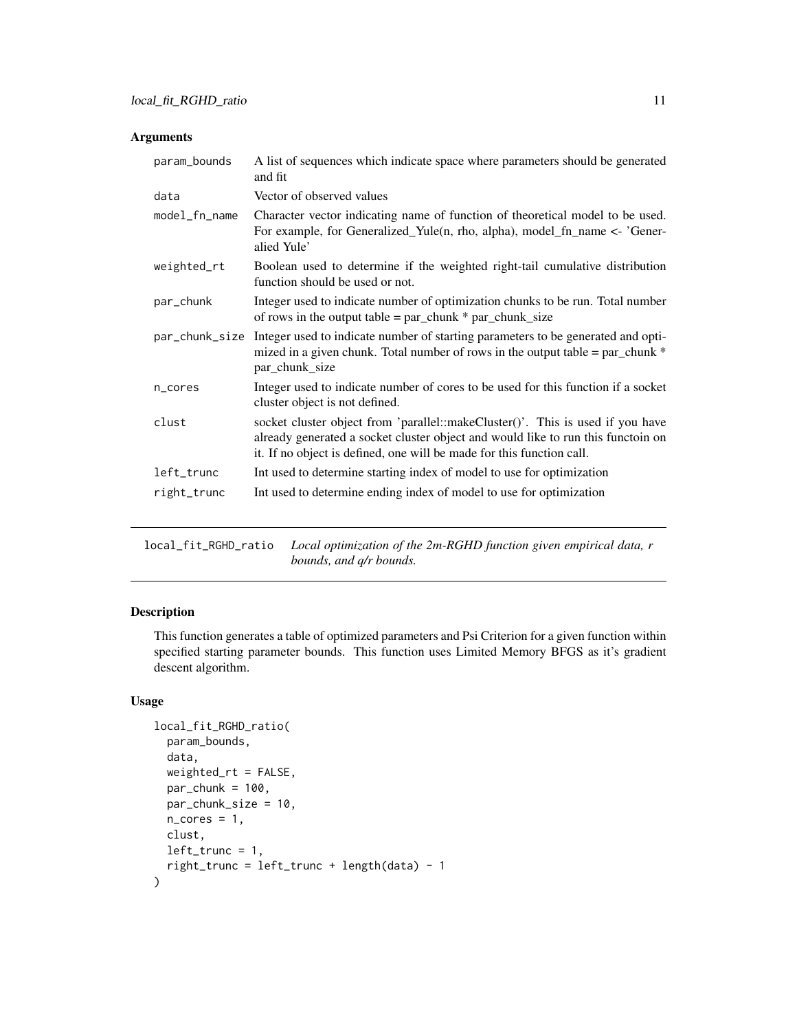### Arguments

| | |
|---|---|
| param_bounds | A list of sequences which indicate space where parameters should be generated and fit |
| data | Vector of observed values |
| model_fn_name | Character vector indicating name of function of theoretical model to be used. For example, for Generalized_Yule(n, rho, alpha), model_fn_name <- 'Generalied Yule' |
| weighted_rt | Boolean used to determine if the weighted right-tail cumulative distribution function should be used or not. |
| par_chunk | Integer used to indicate number of optimization chunks to be run. Total number of rows in the output table = par_chunk * par_chunk_size |
| par_chunk_size | Integer used to indicate number of starting parameters to be generated and optimized in a given chunk. Total number of rows in the output table = par_chunk * par_chunk_size |
| n_cores | Integer used to indicate number of cores to be used for this function if a socket cluster object is not defined. |
| clust | socket cluster object from 'parallel::makeCluster()'. This is used if you have already generated a socket cluster object and would like to run this functoin on it. If no object is defined, one will be made for this function call. |
| left_trunc | Int used to determine starting index of model to use for optimization |
| right_trunc | Int used to determine ending index of model to use for optimization |

---

## local_fit_RGHD_ratio *Local optimization of the 2m-RGHD function given empirical data, r bounds, and q/r bounds.*

---

### Description

This function generates a table of optimized parameters and Psi Criterion for a given function within specified starting parameter bounds. This function uses Limited Memory BFGS as it's gradient descent algorithm.

### Usage

```
local_fit_RGHD_ratio(
  param_bounds,
  data,
  weighted_rt = FALSE,
  par_chunk = 100,
  par_chunk_size = 10,
  n_cores = 1,
  clust,
  left_trunc = 1,
  right_trunc = left_trunc + length(data) - 1
)
```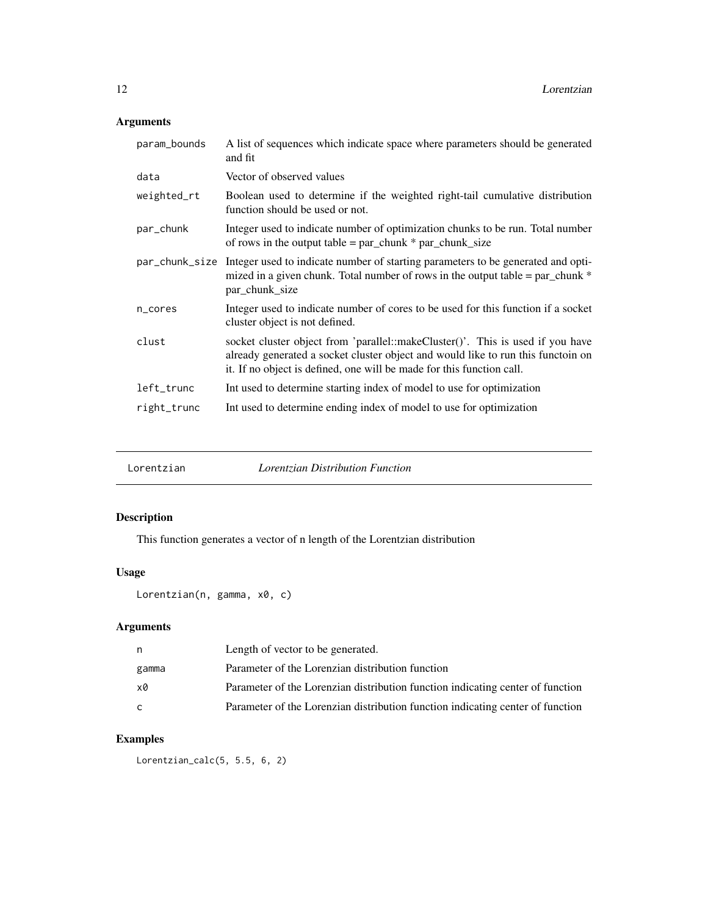### Arguments

| | |
|---|---|
| param_bounds | A list of sequences which indicate space where parameters should be generated and fit |
| data | Vector of observed values |
| weighted_rt | Boolean used to determine if the weighted right-tail cumulative distribution function should be used or not. |
| par_chunk | Integer used to indicate number of optimization chunks to be run. Total number of rows in the output table = par_chunk * par_chunk_size |
| par_chunk_size | Integer used to indicate number of starting parameters to be generated and optimized in a given chunk. Total number of rows in the output table = par_chunk * par_chunk_size |
| n_cores | Integer used to indicate number of cores to be used for this function if a socket cluster object is not defined. |
| clust | socket cluster object from 'parallel::makeCluster()'. This is used if you have already generated a socket cluster object and would like to run this functoin on it. If no object is defined, one will be made for this function call. |
| left_trunc | Int used to determine starting index of model to use for optimization |
| right_trunc | Int used to determine ending index of model to use for optimization |

---

## Lorentzian — *Lorentzian Distribution Function*

### Description

This function generates a vector of n length of the Lorentzian distribution

### Usage

```
Lorentzian(n, gamma, x0, c)
```

### Arguments

| | |
|---|---|
| n | Length of vector to be generated. |
| gamma | Parameter of the Lorenzian distribution function |
| x0 | Parameter of the Lorenzian distribution function indicating center of function |
| c | Parameter of the Lorenzian distribution function indicating center of function |

### Examples

```
Lorentzian_calc(5, 5.5, 6, 2)
```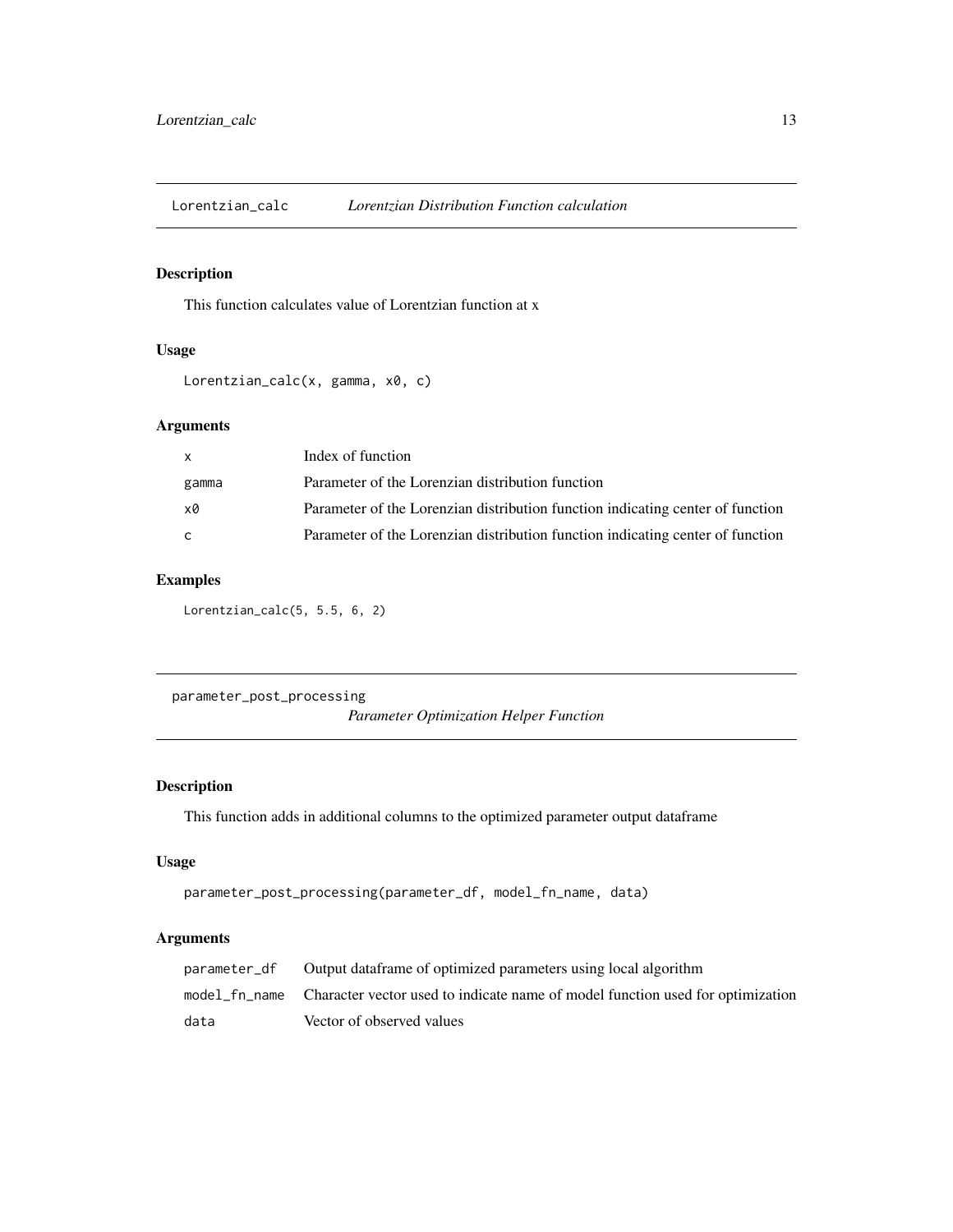## Lorentzian_calc *Lorentzian Distribution Function calculation*

### Description

This function calculates value of Lorentzian function at x

### Usage

```
Lorentzian_calc(x, gamma, x0, c)
```

### Arguments

| | |
|---|---|
| x | Index of function |
| gamma | Parameter of the Lorenzian distribution function |
| x0 | Parameter of the Lorenzian distribution function indicating center of function |
| c | Parameter of the Lorenzian distribution function indicating center of function |

### Examples

```
Lorentzian_calc(5, 5.5, 6, 2)
```

## parameter_post_processing *Parameter Optimization Helper Function*

### Description

This function adds in additional columns to the optimized parameter output dataframe

### Usage

```
parameter_post_processing(parameter_df, model_fn_name, data)
```

### Arguments

| | |
|---|---|
| parameter_df | Output dataframe of optimized parameters using local algorithm |
| model_fn_name | Character vector used to indicate name of model function used for optimization |
| data | Vector of observed values |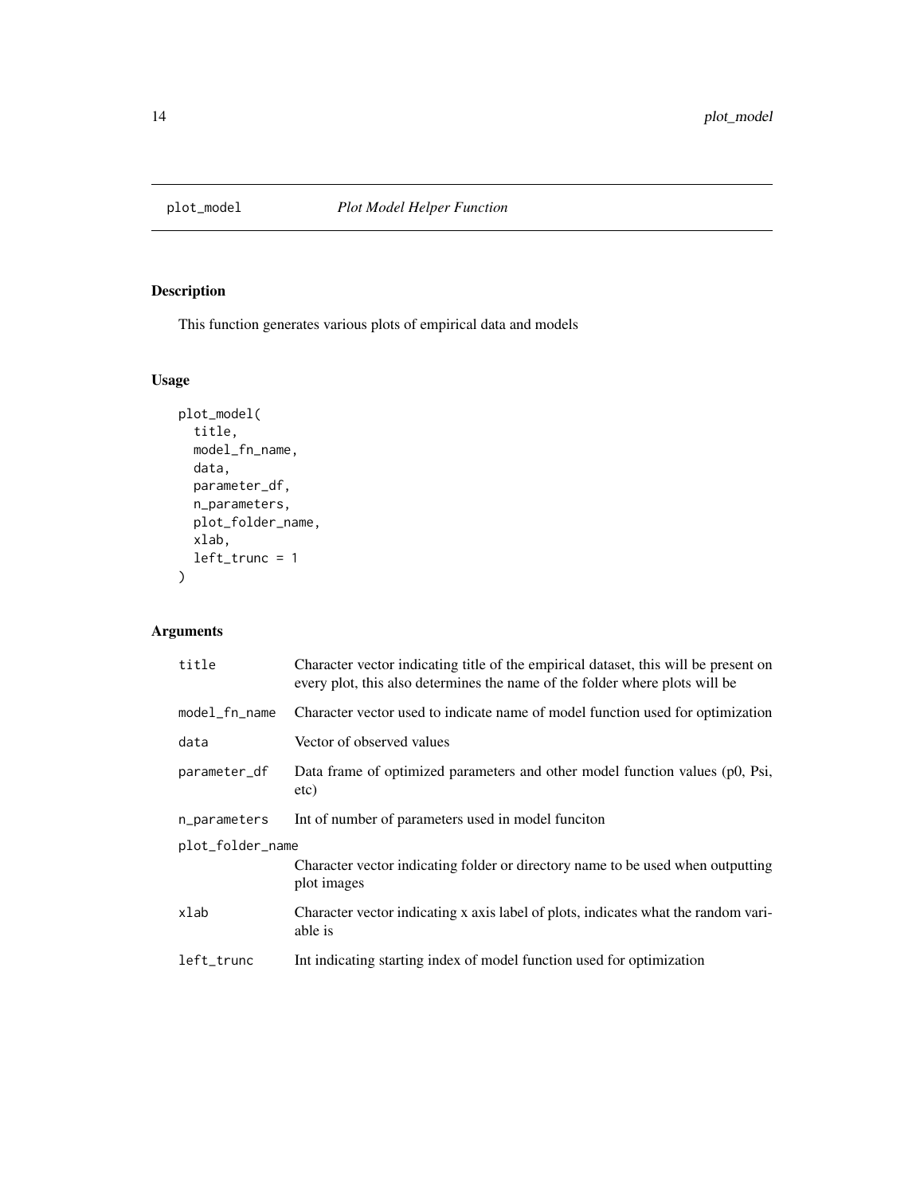# plot_model    *Plot Model Helper Function*

## Description

This function generates various plots of empirical data and models

## Usage

```
plot_model(
  title,
  model_fn_name,
  data,
  parameter_df,
  n_parameters,
  plot_folder_name,
  xlab,
  left_trunc = 1
)
```

## Arguments

| Argument | Description |
| --- | --- |
| `title` | Character vector indicating title of the empirical dataset, this will be present on every plot, this also determines the name of the folder where plots will be |
| `model_fn_name` | Character vector used to indicate name of model function used for optimization |
| `data` | Vector of observed values |
| `parameter_df` | Data frame of optimized parameters and other model function values (p0, Psi, etc) |
| `n_parameters` | Int of number of parameters used in model funciton |
| `plot_folder_name` | Character vector indicating folder or directory name to be used when outputting plot images |
| `xlab` | Character vector indicating x axis label of plots, indicates what the random variable is |
| `left_trunc` | Int indicating starting index of model function used for optimization |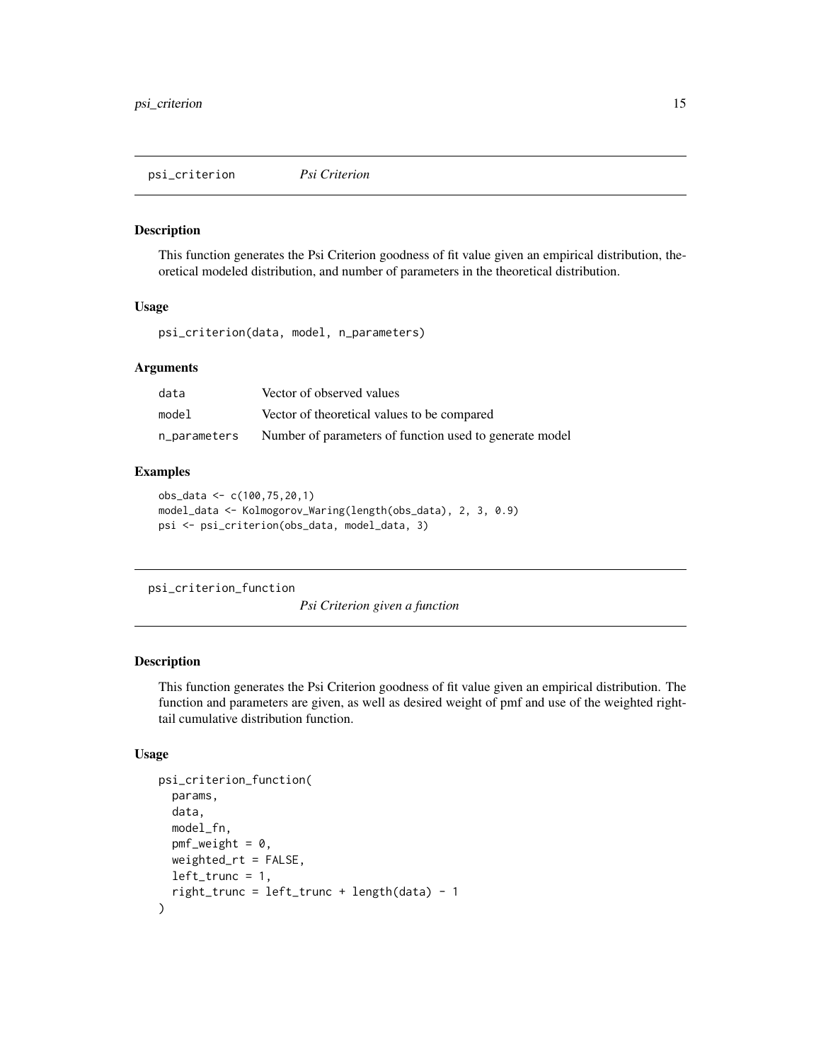## psi_criterion *Psi Criterion*

### Description

This function generates the Psi Criterion goodness of fit value given an empirical distribution, theoretical modeled distribution, and number of parameters in the theoretical distribution.

### Usage

```
psi_criterion(data, model, n_parameters)
```

### Arguments

| | |
|---|---|
| data | Vector of observed values |
| model | Vector of theoretical values to be compared |
| n_parameters | Number of parameters of function used to generate model |

### Examples

```
obs_data <- c(100,75,20,1)
model_data <- Kolmogorov_Waring(length(obs_data), 2, 3, 0.9)
psi <- psi_criterion(obs_data, model_data, 3)
```

## psi_criterion_function *Psi Criterion given a function*

### Description

This function generates the Psi Criterion goodness of fit value given an empirical distribution. The function and parameters are given, as well as desired weight of pmf and use of the weighted right-tail cumulative distribution function.

### Usage

```
psi_criterion_function(
  params,
  data,
  model_fn,
  pmf_weight = 0,
  weighted_rt = FALSE,
  left_trunc = 1,
  right_trunc = left_trunc + length(data) - 1
)
```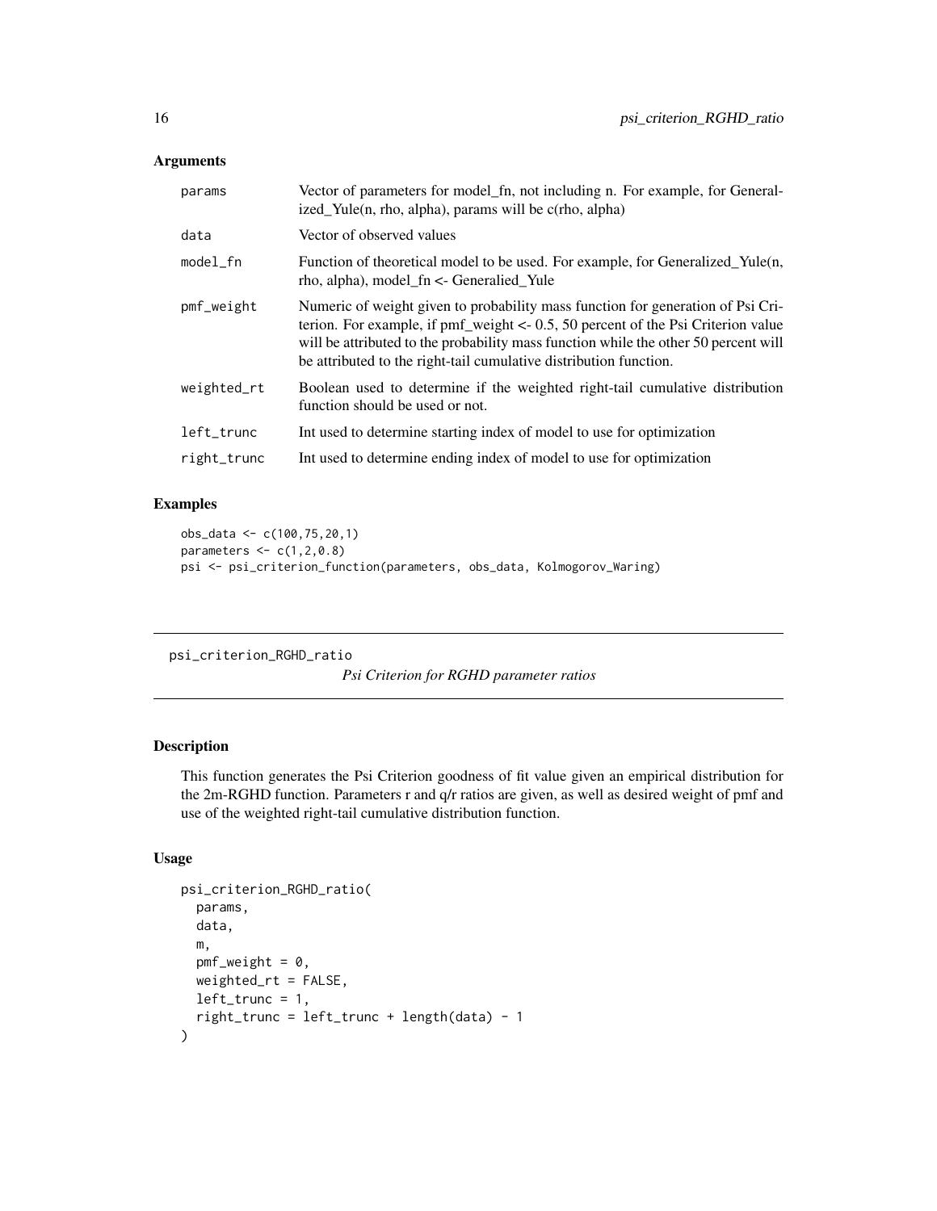## Arguments

| | |
|---|---|
| `params` | Vector of parameters for model_fn, not including n. For example, for Generalized_Yule(n, rho, alpha), params will be c(rho, alpha) |
| `data` | Vector of observed values |
| `model_fn` | Function of theoretical model to be used. For example, for Generalized_Yule(n, rho, alpha), model_fn <- Generalied_Yule |
| `pmf_weight` | Numeric of weight given to probability mass function for generation of Psi Criterion. For example, if pmf_weight <- 0.5, 50 percent of the Psi Criterion value will be attributed to the probability mass function while the other 50 percent will be attributed to the right-tail cumulative distribution function. |
| `weighted_rt` | Boolean used to determine if the weighted right-tail cumulative distribution function should be used or not. |
| `left_trunc` | Int used to determine starting index of model to use for optimization |
| `right_trunc` | Int used to determine ending index of model to use for optimization |

## Examples

```
obs_data <- c(100,75,20,1)
parameters <- c(1,2,0.8)
psi <- psi_criterion_function(parameters, obs_data, Kolmogorov_Waring)
```

---

# psi_criterion_RGHD_ratio

*Psi Criterion for RGHD parameter ratios*

---

## Description

This function generates the Psi Criterion goodness of fit value given an empirical distribution for the 2m-RGHD function. Parameters r and q/r ratios are given, as well as desired weight of pmf and use of the weighted right-tail cumulative distribution function.

## Usage

```
psi_criterion_RGHD_ratio(
  params,
  data,
  m,
  pmf_weight = 0,
  weighted_rt = FALSE,
  left_trunc = 1,
  right_trunc = left_trunc + length(data) - 1
)
```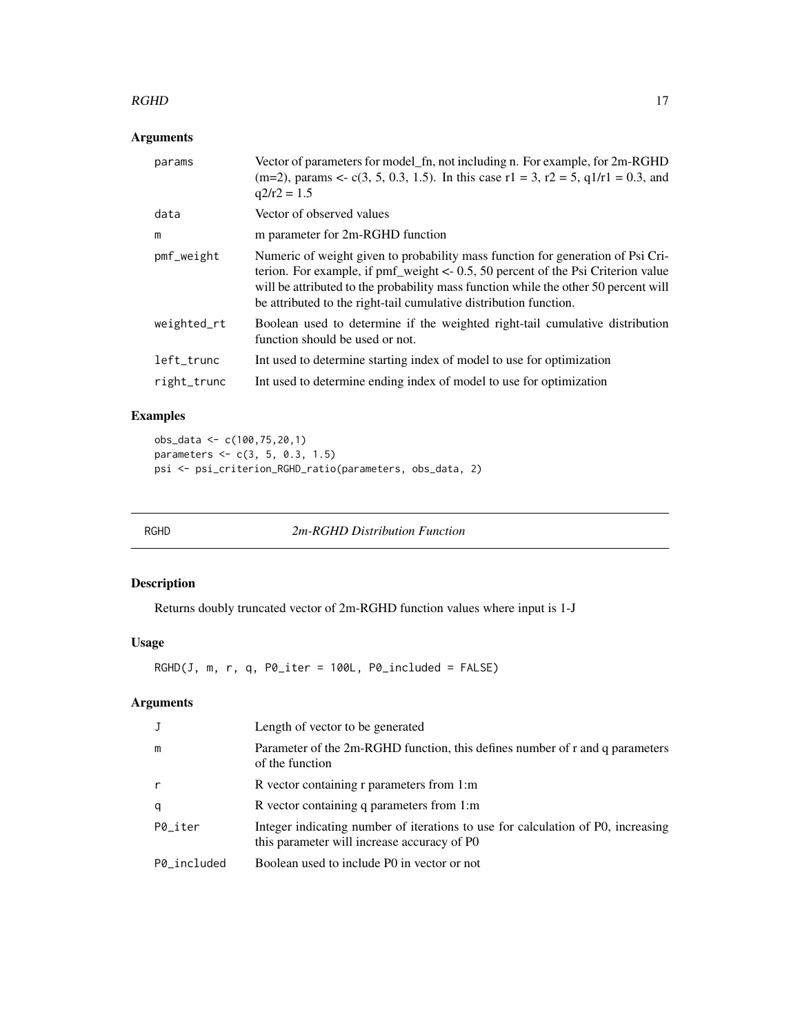## Arguments

| | |
|---|---|
| params | Vector of parameters for model_fn, not including n. For example, for 2m-RGHD (m=2), params <- c(3, 5, 0.3, 1.5). In this case r1 = 3, r2 = 5, q1/r1 = 0.3, and q2/r2 = 1.5 |
| data | Vector of observed values |
| m | m parameter for 2m-RGHD function |
| pmf_weight | Numeric of weight given to probability mass function for generation of Psi Criterion. For example, if pmf_weight <- 0.5, 50 percent of the Psi Criterion value will be attributed to the probability mass function while the other 50 percent will be attributed to the right-tail cumulative distribution function. |
| weighted_rt | Boolean used to determine if the weighted right-tail cumulative distribution function should be used or not. |
| left_trunc | Int used to determine starting index of model to use for optimization |
| right_trunc | Int used to determine ending index of model to use for optimization |

## Examples

```
obs_data <- c(100,75,20,1)
parameters <- c(3, 5, 0.3, 1.5)
psi <- psi_criterion_RGHD_ratio(parameters, obs_data, 2)
```

---

# RGHD — *2m-RGHD Distribution Function*

## Description

Returns doubly truncated vector of 2m-RGHD function values where input is 1-J

## Usage

```
RGHD(J, m, r, q, P0_iter = 100L, P0_included = FALSE)
```

## Arguments

| | |
|---|---|
| J | Length of vector to be generated |
| m | Parameter of the 2m-RGHD function, this defines number of r and q parameters of the function |
| r | R vector containing r parameters from 1:m |
| q | R vector containing q parameters from 1:m |
| P0_iter | Integer indicating number of iterations to use for calculation of P0, increasing this parameter will increase accuracy of P0 |
| P0_included | Boolean used to include P0 in vector or not |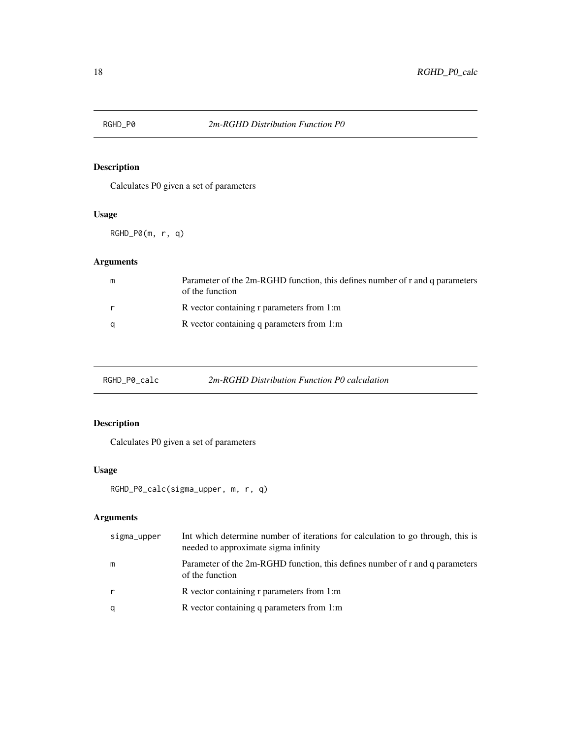## RGHD_P0 — *2m-RGHD Distribution Function P0*

### Description

Calculates P0 given a set of parameters

### Usage

```
RGHD_P0(m, r, q)
```

### Arguments

| | |
|---|---|
| m | Parameter of the 2m-RGHD function, this defines number of r and q parameters of the function |
| r | R vector containing r parameters from 1:m |
| q | R vector containing q parameters from 1:m |

## RGHD_P0_calc — *2m-RGHD Distribution Function P0 calculation*

### Description

Calculates P0 given a set of parameters

### Usage

```
RGHD_P0_calc(sigma_upper, m, r, q)
```

### Arguments

| | |
|---|---|
| sigma_upper | Int which determine number of iterations for calculation to go through, this is needed to approximate sigma infinity |
| m | Parameter of the 2m-RGHD function, this defines number of r and q parameters of the function |
| r | R vector containing r parameters from 1:m |
| q | R vector containing q parameters from 1:m |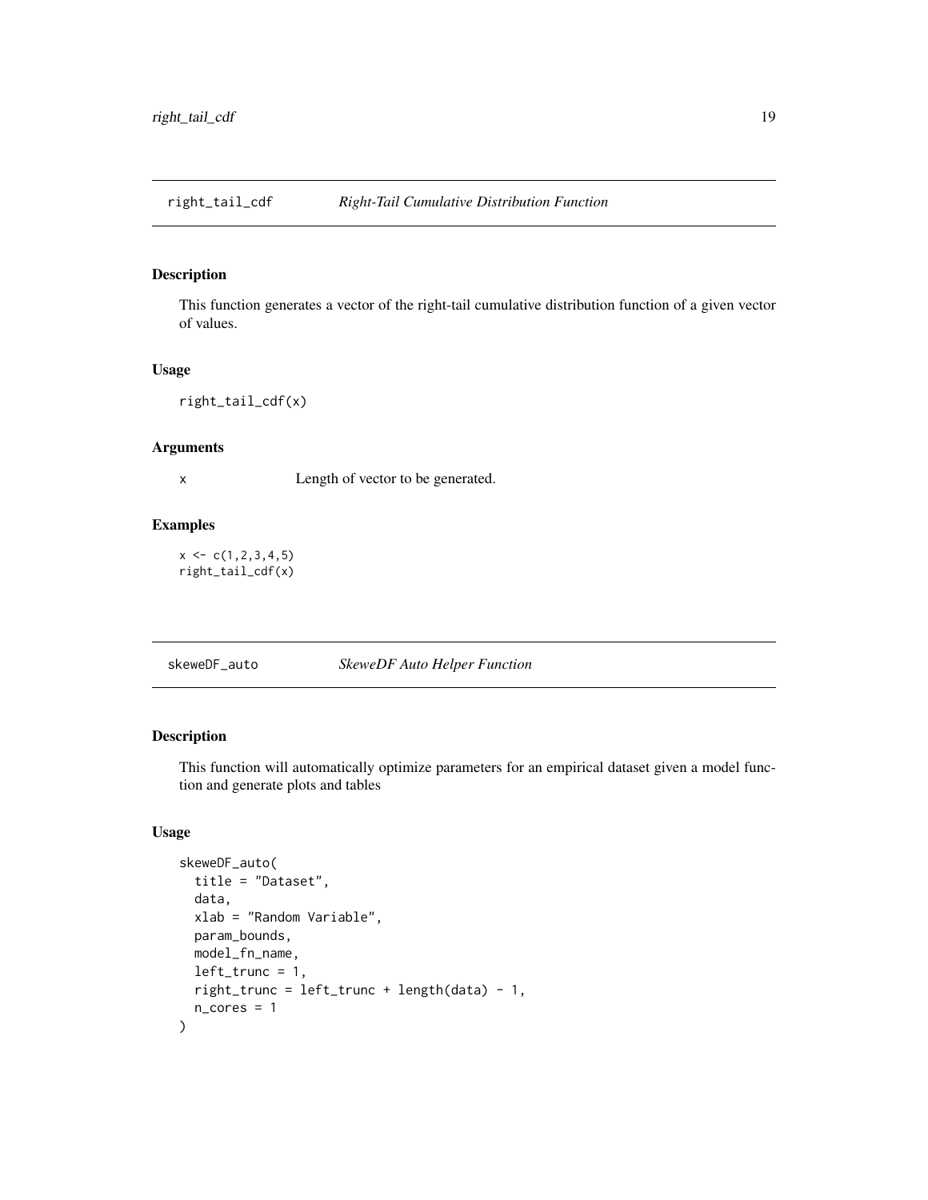## right_tail_cdf — *Right-Tail Cumulative Distribution Function*

### Description

This function generates a vector of the right-tail cumulative distribution function of a given vector of values.

### Usage

```
right_tail_cdf(x)
```

### Arguments

| | |
|---|---|
| x | Length of vector to be generated. |

### Examples

```
x <- c(1,2,3,4,5)
right_tail_cdf(x)
```

## skeweDF_auto — *SkeweDF Auto Helper Function*

### Description

This function will automatically optimize parameters for an empirical dataset given a model function and generate plots and tables

### Usage

```
skeweDF_auto(
  title = "Dataset",
  data,
  xlab = "Random Variable",
  param_bounds,
  model_fn_name,
  left_trunc = 1,
  right_trunc = left_trunc + length(data) - 1,
  n_cores = 1
)
```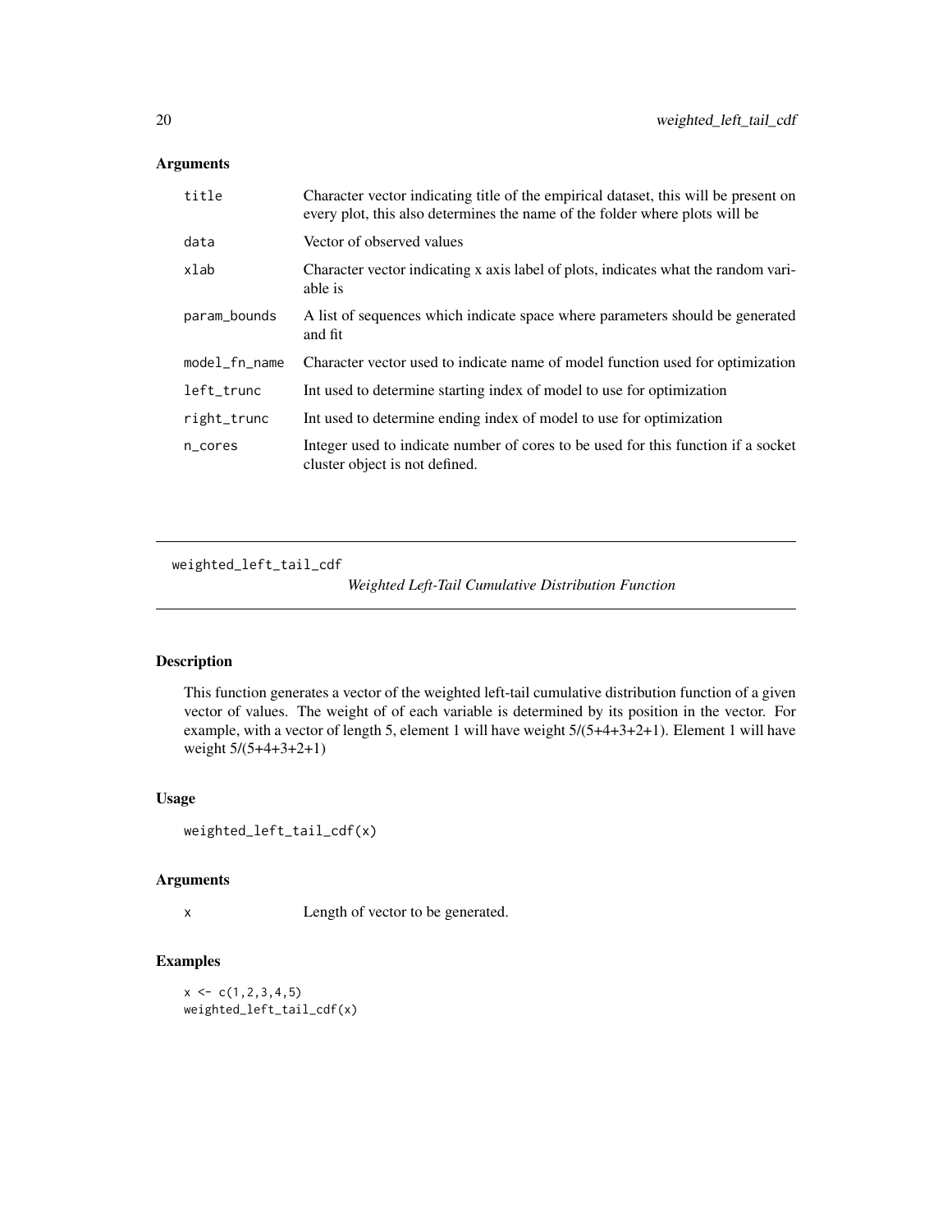## Arguments

| | |
|---|---|
| title | Character vector indicating title of the empirical dataset, this will be present on every plot, this also determines the name of the folder where plots will be |
| data | Vector of observed values |
| xlab | Character vector indicating x axis label of plots, indicates what the random variable is |
| param_bounds | A list of sequences which indicate space where parameters should be generated and fit |
| model_fn_name | Character vector used to indicate name of model function used for optimization |
| left_trunc | Int used to determine starting index of model to use for optimization |
| right_trunc | Int used to determine ending index of model to use for optimization |
| n_cores | Integer used to indicate number of cores to be used for this function if a socket cluster object is not defined. |

---

weighted_left_tail_cdf *Weighted Left-Tail Cumulative Distribution Function*

---

## Description

This function generates a vector of the weighted left-tail cumulative distribution function of a given vector of values. The weight of of each variable is determined by its position in the vector. For example, with a vector of length 5, element 1 will have weight 5/(5+4+3+2+1). Element 1 will have weight 5/(5+4+3+2+1)

## Usage

```
weighted_left_tail_cdf(x)
```

## Arguments

| | |
|---|---|
| x | Length of vector to be generated. |

## Examples

```
x <- c(1,2,3,4,5)
weighted_left_tail_cdf(x)
```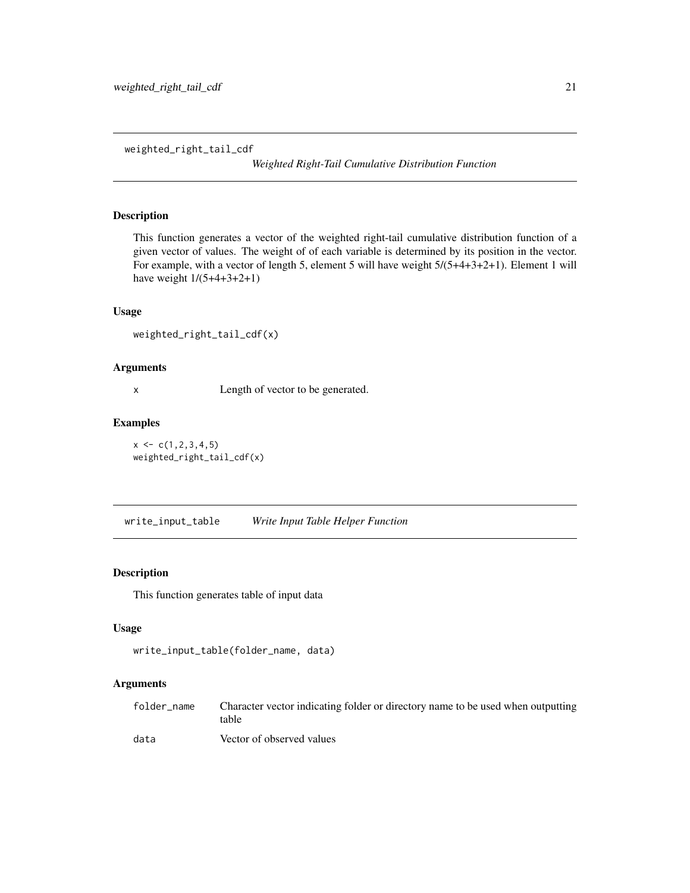## weighted_right_tail_cdf

*Weighted Right-Tail Cumulative Distribution Function*

### Description

This function generates a vector of the weighted right-tail cumulative distribution function of a given vector of values. The weight of of each variable is determined by its position in the vector. For example, with a vector of length 5, element 5 will have weight 5/(5+4+3+2+1). Element 1 will have weight 1/(5+4+3+2+1)

### Usage

```
weighted_right_tail_cdf(x)
```

### Arguments

| | |
|---|---|
| x | Length of vector to be generated. |

### Examples

```
x <- c(1,2,3,4,5)
weighted_right_tail_cdf(x)
```

## write_input_table

*Write Input Table Helper Function*

### Description

This function generates table of input data

### Usage

```
write_input_table(folder_name, data)
```

### Arguments

| | |
|---|---|
| folder_name | Character vector indicating folder or directory name to be used when outputting table |
| data | Vector of observed values |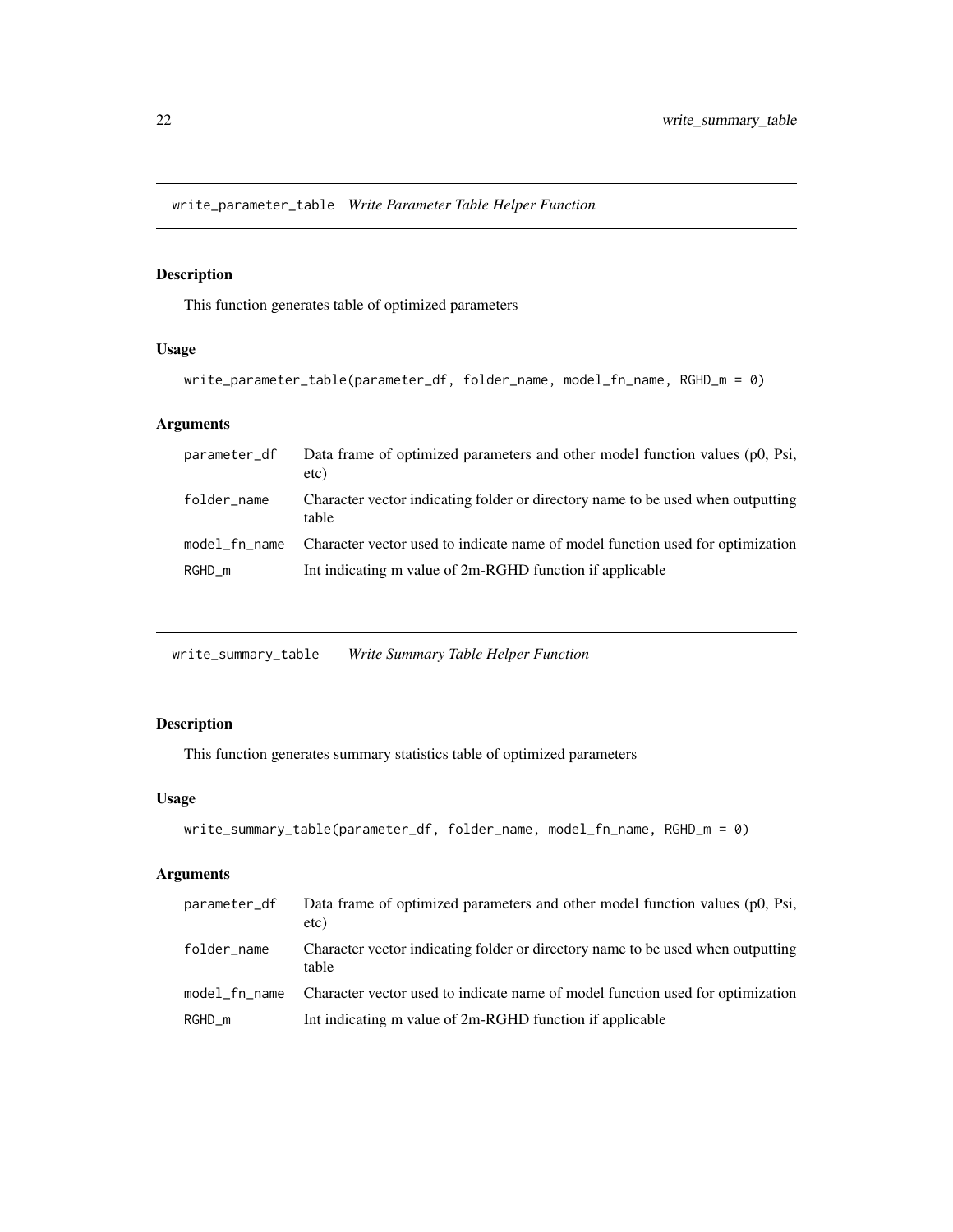## write_parameter_table *Write Parameter Table Helper Function*

### Description

This function generates table of optimized parameters

### Usage

```
write_parameter_table(parameter_df, folder_name, model_fn_name, RGHD_m = 0)
```

### Arguments

| | |
|---|---|
| parameter_df | Data frame of optimized parameters and other model function values (p0, Psi, etc) |
| folder_name | Character vector indicating folder or directory name to be used when outputting table |
| model_fn_name | Character vector used to indicate name of model function used for optimization |
| RGHD_m | Int indicating m value of 2m-RGHD function if applicable |

## write_summary_table *Write Summary Table Helper Function*

### Description

This function generates summary statistics table of optimized parameters

### Usage

```
write_summary_table(parameter_df, folder_name, model_fn_name, RGHD_m = 0)
```

### Arguments

| | |
|---|---|
| parameter_df | Data frame of optimized parameters and other model function values (p0, Psi, etc) |
| folder_name | Character vector indicating folder or directory name to be used when outputting table |
| model_fn_name | Character vector used to indicate name of model function used for optimization |
| RGHD_m | Int indicating m value of 2m-RGHD function if applicable |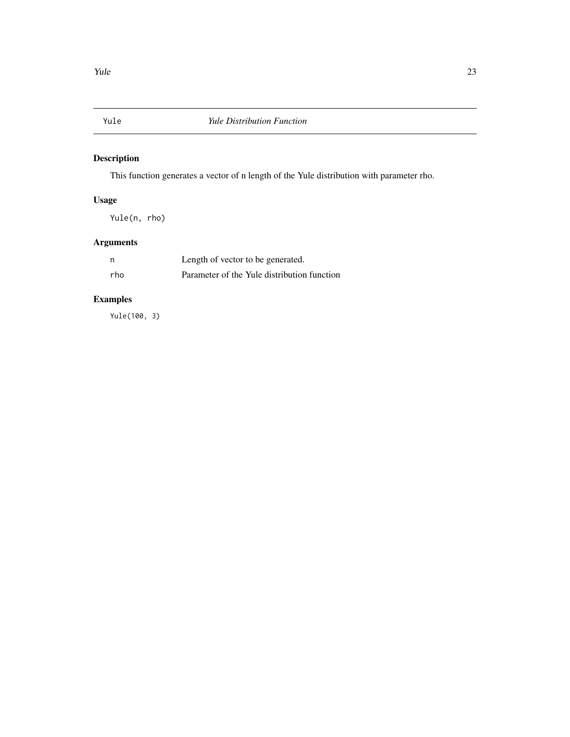# Yule — *Yule Distribution Function*

## Description

This function generates a vector of n length of the Yule distribution with parameter rho.

## Usage

```
Yule(n, rho)
```

## Arguments

| | |
|---|---|
| n | Length of vector to be generated. |
| rho | Parameter of the Yule distribution function |

## Examples

```
Yule(100, 3)
```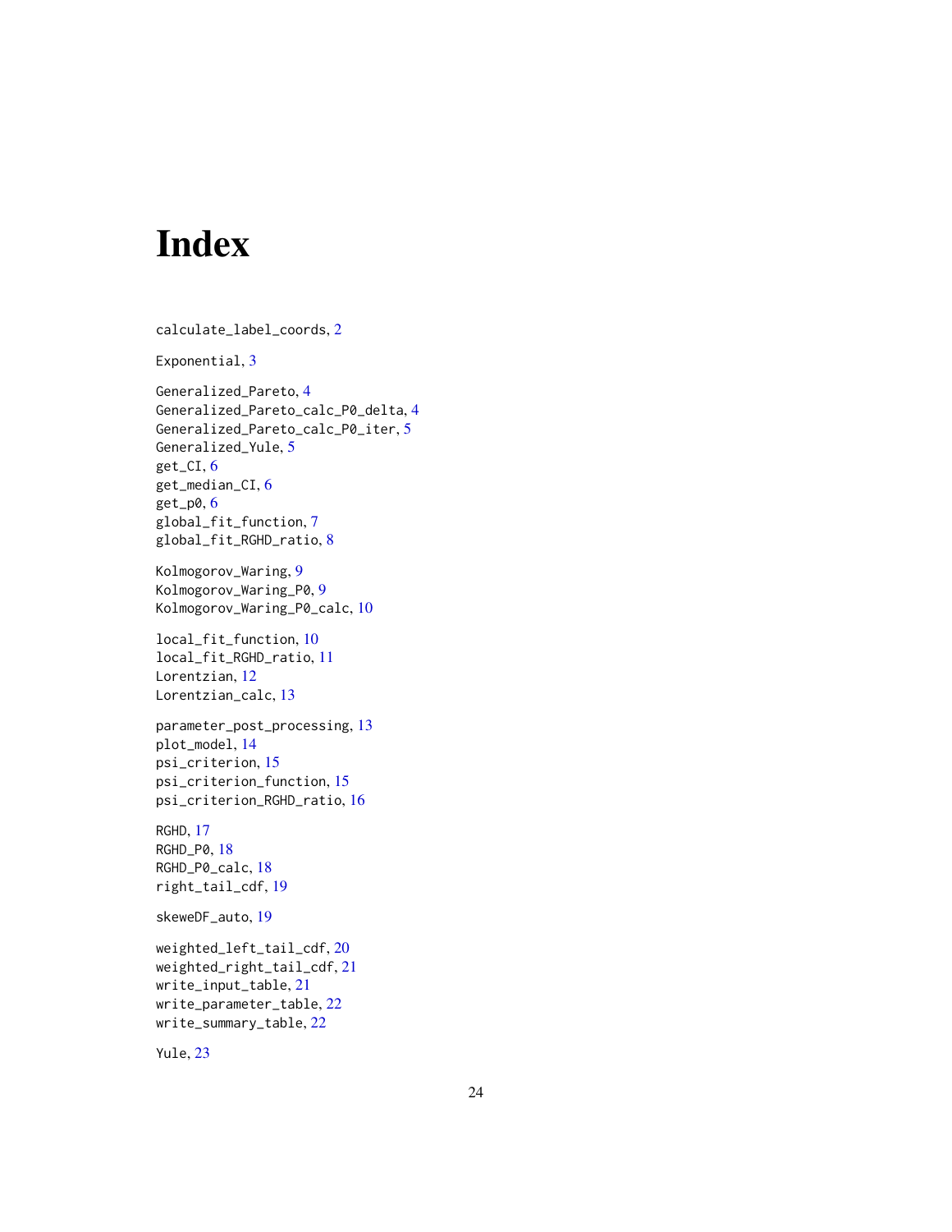# Index

calculate_label_coords, 2

Exponential, 3

Generalized_Pareto, 4
Generalized_Pareto_calc_P0_delta, 4
Generalized_Pareto_calc_P0_iter, 5
Generalized_Yule, 5
get_CI, 6
get_median_CI, 6
get_p0, 6
global_fit_function, 7
global_fit_RGHD_ratio, 8

Kolmogorov_Waring, 9
Kolmogorov_Waring_P0, 9
Kolmogorov_Waring_P0_calc, 10

local_fit_function, 10
local_fit_RGHD_ratio, 11
Lorentzian, 12
Lorentzian_calc, 13

parameter_post_processing, 13
plot_model, 14
psi_criterion, 15
psi_criterion_function, 15
psi_criterion_RGHD_ratio, 16

RGHD, 17
RGHD_P0, 18
RGHD_P0_calc, 18
right_tail_cdf, 19

skeweDF_auto, 19

weighted_left_tail_cdf, 20
weighted_right_tail_cdf, 21
write_input_table, 21
write_parameter_table, 22
write_summary_table, 22

Yule, 23